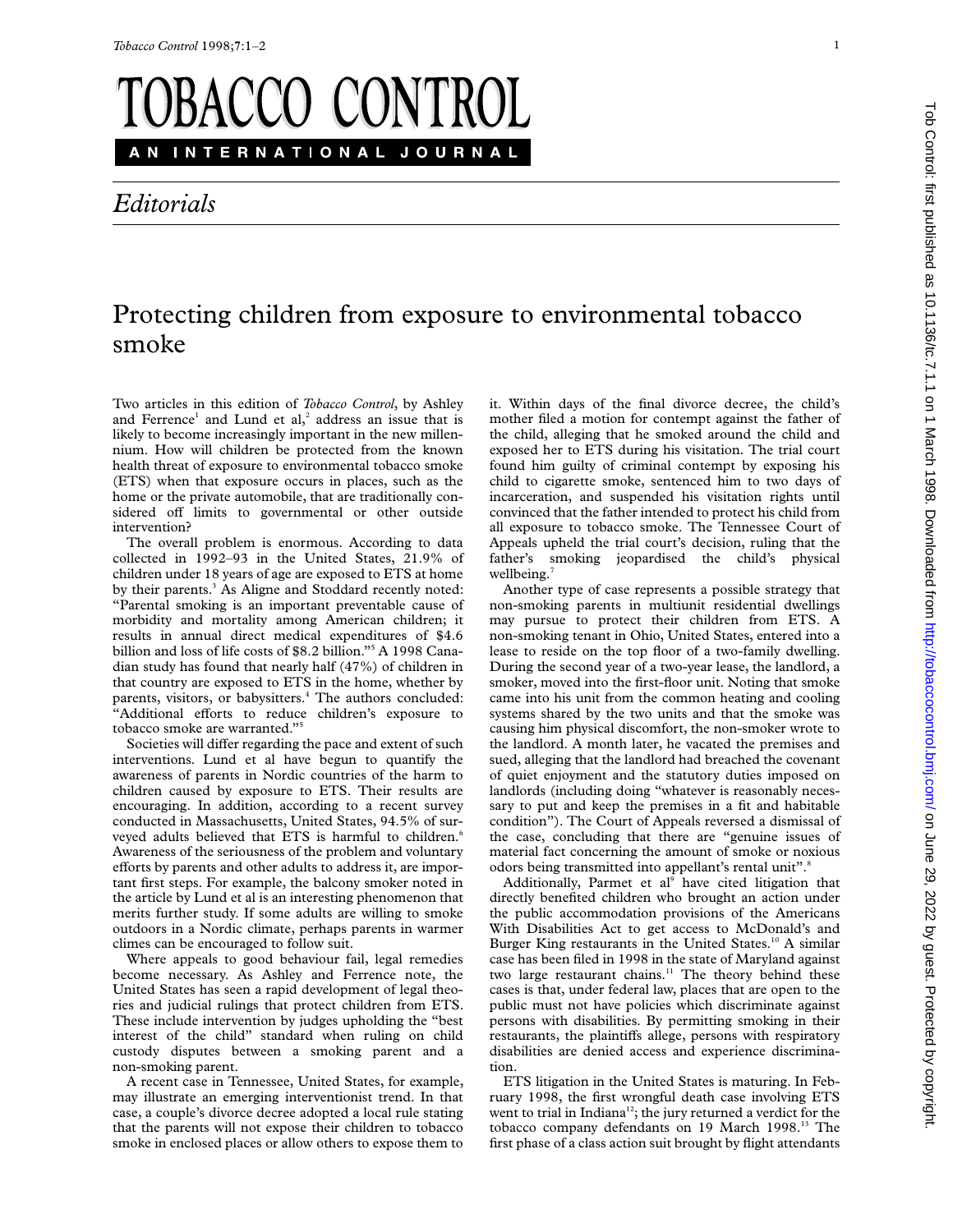# TOBACCO CONTROL

AN INTERNATIONAL JOURNAL

## *Editorials*

## Protecting children from exposure to environmental tobacco smoke

Two articles in this edition of *Tobacco Control*, by Ashley and Ferrence[1] and Lund et al,[2] address an issue that is likely to become increasingly important in the new millennium. How will children be protected from the known health threat of exposure to environmental tobacco smoke (ETS) when that exposure occurs in places, such as the home or the private automobile, that are traditionally considered off limits to governmental or other outside intervention?

The overall problem is enormous. According to data collected in 1992–93 in the United States, 21.9% of children under 18 years of age are exposed to ETS at home by their parents.[3] As Aligne and Stoddard recently noted: "Parental smoking is an important preventable cause of morbidity and mortality among American children; it results in annual direct medical expenditures of $4.6 billion and loss of life costs of $8.2 billion."[5] A 1998 Canadian study has found that nearly half (47%) of children in that country are exposed to ETS in the home, whether by parents, visitors, or babysitters.[4] The authors concluded: "Additional efforts to reduce children's exposure to tobacco smoke are warranted."[5]

Societies will differ regarding the pace and extent of such interventions. Lund et al have begun to quantify the awareness of parents in Nordic countries of the harm to children caused by exposure to ETS. Their results are encouraging. In addition, according to a recent survey conducted in Massachusetts, United States, 94.5% of surveyed adults believed that ETS is harmful to children.[6] Awareness of the seriousness of the problem and voluntary efforts by parents and other adults to address it, are important first steps. For example, the balcony smoker noted in the article by Lund et al is an interesting phenomenon that merits further study. If some adults are willing to smoke outdoors in a Nordic climate, perhaps parents in warmer climes can be encouraged to follow suit.

Where appeals to good behaviour fail, legal remedies become necessary. As Ashley and Ferrence note, the United States has seen a rapid development of legal theories and judicial rulings that protect children from ETS. These include intervention by judges upholding the "best interest of the child" standard when ruling on child custody disputes between a smoking parent and a non-smoking parent.

A recent case in Tennessee, United States, for example, may illustrate an emerging interventionist trend. In that case, a couple's divorce decree adopted a local rule stating that the parents will not expose their children to tobacco smoke in enclosed places or allow others to expose them to it. Within days of the final divorce decree, the child's mother filed a motion for contempt against the father of the child, alleging that he smoked around the child and exposed her to ETS during his visitation. The trial court found him guilty of criminal contempt by exposing his child to cigarette smoke, sentenced him to two days of incarceration, and suspended his visitation rights until convinced that the father intended to protect his child from all exposure to tobacco smoke. The Tennessee Court of Appeals upheld the trial court's decision, ruling that the father's smoking jeopardised the child's physical wellbeing.[7]

Another type of case represents a possible strategy that non-smoking parents in multiunit residential dwellings may pursue to protect their children from ETS. A non-smoking tenant in Ohio, United States, entered into a lease to reside on the top floor of a two-family dwelling. During the second year of a two-year lease, the landlord, a smoker, moved into the first-floor unit. Noting that smoke came into his unit from the common heating and cooling systems shared by the two units and that the smoke was causing him physical discomfort, the non-smoker wrote to the landlord. A month later, he vacated the premises and sued, alleging that the landlord had breached the covenant of quiet enjoyment and the statutory duties imposed on landlords (including doing "whatever is reasonably necessary to put and keep the premises in a fit and habitable condition"). The Court of Appeals reversed a dismissal of the case, concluding that there are "genuine issues of material fact concerning the amount of smoke or noxious odors being transmitted into appellant's rental unit".[8]

Additionally, Parmet et al[9] have cited litigation that directly benefited children who brought an action under the public accommodation provisions of the Americans With Disabilities Act to get access to McDonald's and Burger King restaurants in the United States.[10] A similar case has been filed in 1998 in the state of Maryland against two large restaurant chains.[11] The theory behind these cases is that, under federal law, places that are open to the public must not have policies which discriminate against persons with disabilities. By permitting smoking in their restaurants, the plaintiffs allege, persons with respiratory disabilities are denied access and experience discrimination.

ETS litigation in the United States is maturing. In February 1998, the first wrongful death case involving ETS went to trial in Indiana[12]; the jury returned a verdict for the tobacco company defendants on 19 March 1998.[13] The first phase of a class action suit brought by flight attendants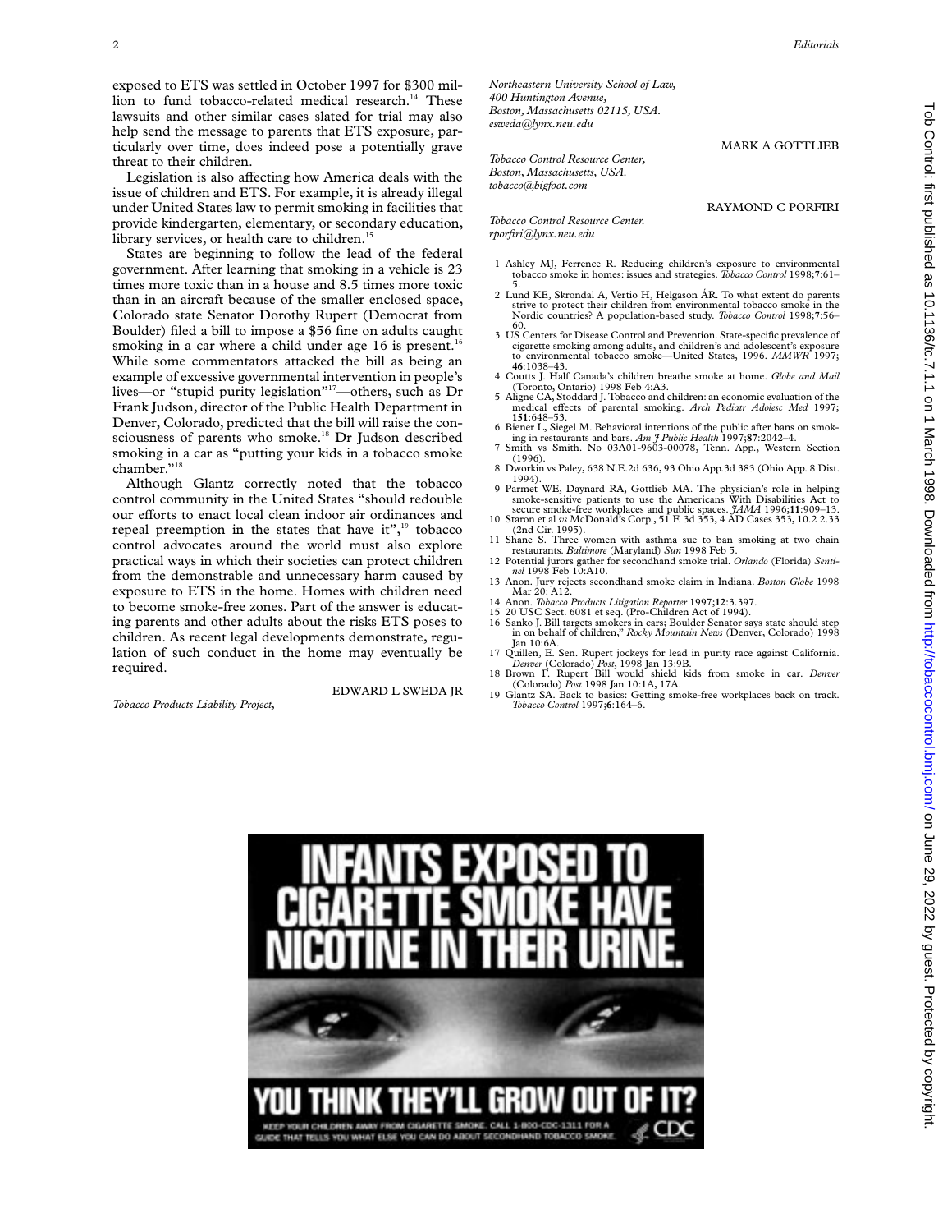exposed to ETS was settled in October 1997 for $300 million to fund tobacco-related medical research.[14] These lawsuits and other similar cases slated for trial may also help send the message to parents that ETS exposure, particularly over time, does indeed pose a potentially grave threat to their children.

Legislation is also affecting how America deals with the issue of children and ETS. For example, it is already illegal under United States law to permit smoking in facilities that provide kindergarten, elementary, or secondary education, library services, or health care to children.[15]

States are beginning to follow the lead of the federal government. After learning that smoking in a vehicle is 23 times more toxic than in a house and 8.5 times more toxic than in an aircraft because of the smaller enclosed space, Colorado state Senator Dorothy Rupert (Democrat from Boulder) filed a bill to impose a $56 fine on adults caught smoking in a car where a child under age 16 is present.[16] While some commentators attacked the bill as being an example of excessive governmental intervention in people's lives—or "stupid purity legislation"[17]—others, such as Dr Frank Judson, director of the Public Health Department in Denver, Colorado, predicted that the bill will raise the consciousness of parents who smoke.[18] Dr Judson described smoking in a car as "putting your kids in a tobacco smoke chamber."[18]

Although Glantz correctly noted that the tobacco control community in the United States "should redouble our efforts to enact local clean indoor air ordinances and repeal preemption in the states that have it",[19] tobacco control advocates around the world must also explore practical ways in which their societies can protect children from the demonstrable and unnecessary harm caused by exposure to ETS in the home. Homes with children need to become smoke-free zones. Part of the answer is educating parents and other adults about the risks ETS poses to children. As recent legal developments demonstrate, regulation of such conduct in the home may eventually be required.

EDWARD L SWEDA JR

*Tobacco Products Liability Project,*
*Northeastern University School of Law,*
*400 Huntington Avenue,*
*Boston, Massachusetts 02115, USA.*
*esweda@lynx.neu.edu*

MARK A GOTTLIEB

*Tobacco Control Resource Center,*
*Boston, Massachusetts, USA.*
*tobacco@bigfoot.com*

RAYMOND C PORFIRI

*Tobacco Control Resource Center.*
*rporfiri@lynx.neu.edu*

1 Ashley MJ, Ferrence R. Reducing children's exposure to environmental tobacco smoke in homes: issues and strategies. *Tobacco Control* 1998;**7**:61–5.
2 Lund KE, Skrondal A, Vertio H, Helgason ÁR. To what extent do parents strive to protect their children from environmental tobacco smoke in the Nordic countries? A population-based study. *Tobacco Control* 1998;**7**:56–60.
3 US Centers for Disease Control and Prevention. State-specific prevalence of cigarette smoking among adults, and children's and adolescent's exposure to environmental tobacco smoke—United States, 1996. *MMWR* 1997; **46**:1038–43.
4 Coutts J. Half Canada's children breathe smoke at home. *Globe and Mail* (Toronto, Ontario) 1998 Feb 4:A3.
5 Aligne CA, Stoddard J. Tobacco and children: an economic evaluation of the medical effects of parental smoking. *Arch Pediatr Adolesc Med* 1997; **151**:648–53.
6 Biener L, Siegel M. Behavioral intentions of the public after bans on smoking in restaurants and bars. *Am J Public Health* 1997;**87**:2042–4.
7 Smith vs Smith. No 03A01-9603-00078, Tenn. App., Western Section (1996).
8 Dworkin vs Paley, 638 N.E.2d 636, 93 Ohio App.3d 383 (Ohio App. 8 Dist. 1994).
9 Parmet WE, Daynard RA, Gottlieb MA. The physician's role in helping smoke-sensitive patients to use the Americans With Disabilities Act to secure smoke-free workplaces and public spaces. *JAMA* 1996;**11**:909–13.
10 Staron et al *vs* McDonald's Corp., 51 F. 3d 353, 4 AD Cases 353, 10.2 2.33 (2nd Cir. 1995).
11 Shane S. Three women with asthma sue to ban smoking at two chain restaurants. *Baltimore* (Maryland) *Sun* 1998 Feb 5.
12 Potential jurors gather for secondhand smoke trial. *Orlando* (Florida) *Sentinel* 1998 Feb 10:A10.
13 Anon. Jury rejects secondhand smoke claim in Indiana. *Boston Globe* 1998 Mar 20: A12.
14 Anon. *Tobacco Products Litigation Reporter* 1997;**12**:3.397.
15 20 USC Sect. 6081 et seq. (Pro-Children Act of 1994).
16 Sanko J. Bill targets smokers in cars; Boulder Senator says state should step in on behalf of children," *Rocky Mountain News* (Denver, Colorado) 1998 Jan 10:6A.
17 Quillen, E. Sen. Rupert jockeys for lead in purity race against California. *Denver* (Colorado) *Post*, 1998 Jan 13:9B.
18 Brown F. Rupert Bill would shield kids from smoke in car. *Denver* (Colorado) *Post* 1998 Jan 10:1A, 17A.
19 Glantz SA. Back to basics: Getting smoke-free workplaces back on track. *Tobacco Control* 1997;**6**:164–6.